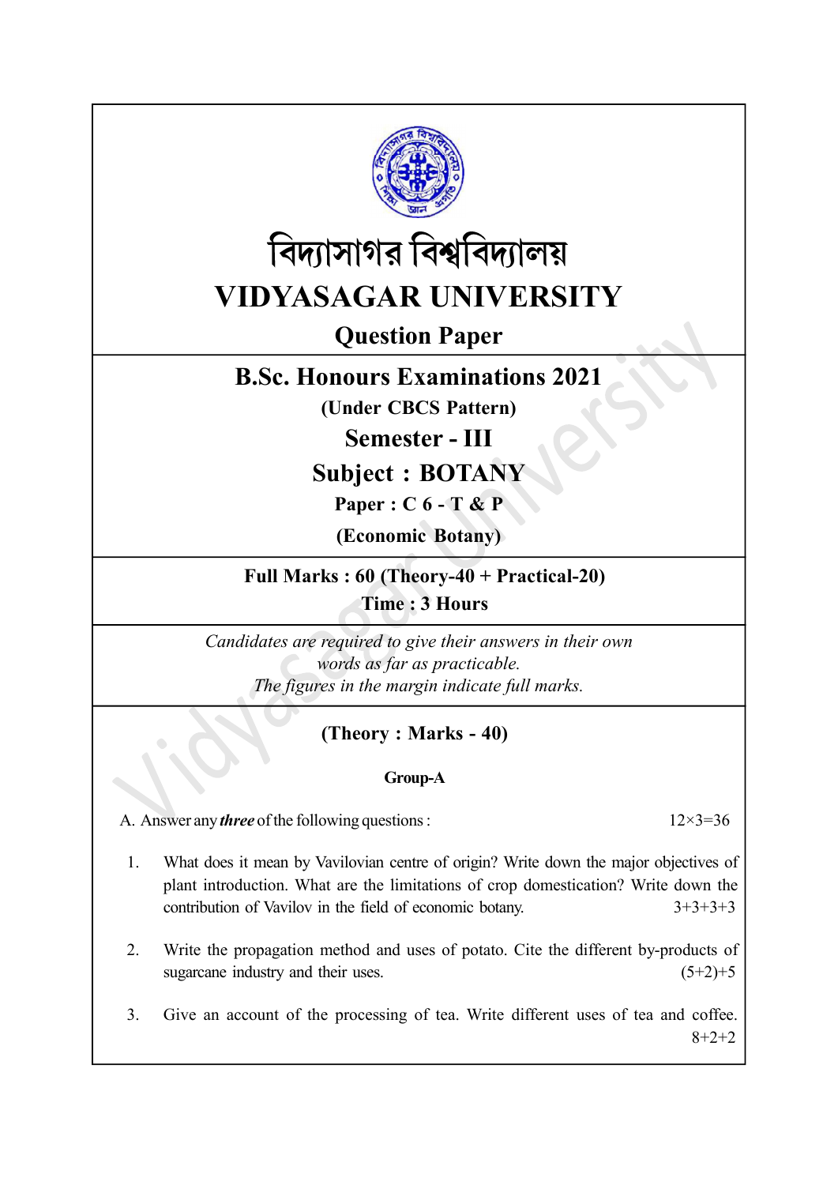# বিদ্যাসাগর বিশ্ববিদ্যালয়

# VIDYASAGAR UNIVERSITY

## Question Paper

## B.Sc. Honours Examinations 2021

**(Under CBCS Pattern)**

## Semester - III

## Subject : BOTANY

**Paper : C 6 - T & P**

**(Economic Botany)**

**Full Marks : 60 (Theory-40 + Practical-20)**

**Time : 3 Hours**

*Candidates are required to give their answers in their own words as far as practicable.*
*The figures in the margin indicate full marks.*

### (Theory : Marks - 40)

**Group-A**

A. Answer any ***three*** of the following questions : 12×3=36

1. What does it mean by Vavilovian centre of origin? Write down the major objectives of plant introduction. What are the limitations of crop domestication? Write down the contribution of Vavilov in the field of economic botany. 3+3+3+3

2. Write the propagation method and uses of potato. Cite the different by-products of sugarcane industry and their uses. (5+2)+5

3. Give an account of the processing of tea. Write different uses of tea and coffee. 8+2+2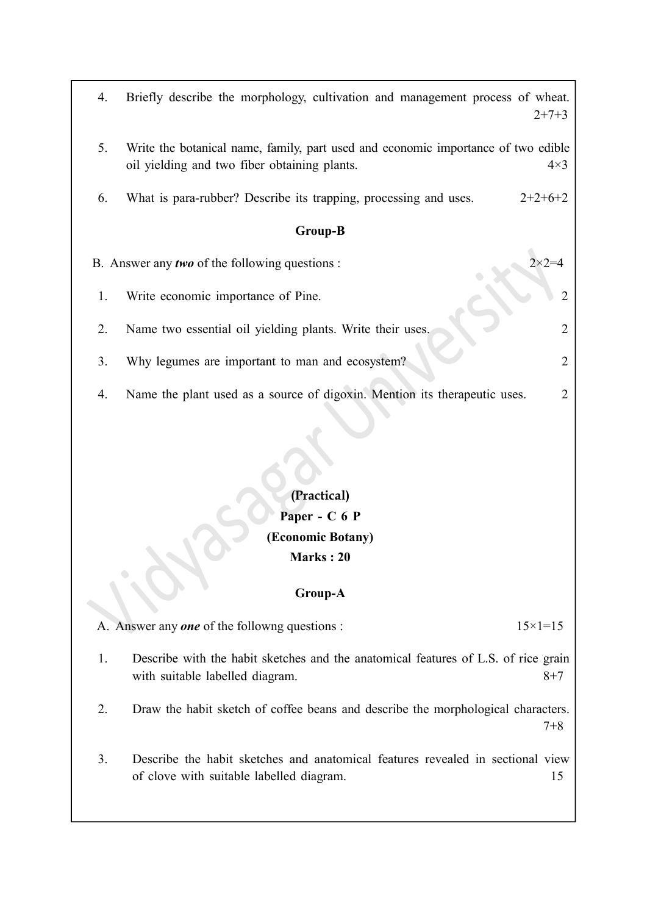4. Briefly describe the morphology, cultivation and management process of wheat. 2+7+3

5. Write the botanical name, family, part used and economic importance of two edible oil yielding and two fiber obtaining plants. 4×3

6. What is para-rubber? Describe its trapping, processing and uses. 2+2+6+2

### Group-B

B. Answer any ***two*** of the following questions : 2×2=4

1. Write economic importance of Pine. 2

2. Name two essential oil yielding plants. Write their uses. 2

3. Why legumes are important to man and ecosystem? 2

4. Name the plant used as a source of digoxin. Mention its therapeutic uses. 2

## (Practical)

## Paper - C 6 P

## (Economic Botany)

## Marks : 20

### Group-A

A. Answer any ***one*** of the followng questions : 15×1=15

1. Describe with the habit sketches and the anatomical features of L.S. of rice grain with suitable labelled diagram. 8+7

2. Draw the habit sketch of coffee beans and describe the morphological characters. 7+8

3. Describe the habit sketches and anatomical features revealed in sectional view of clove with suitable labelled diagram. 15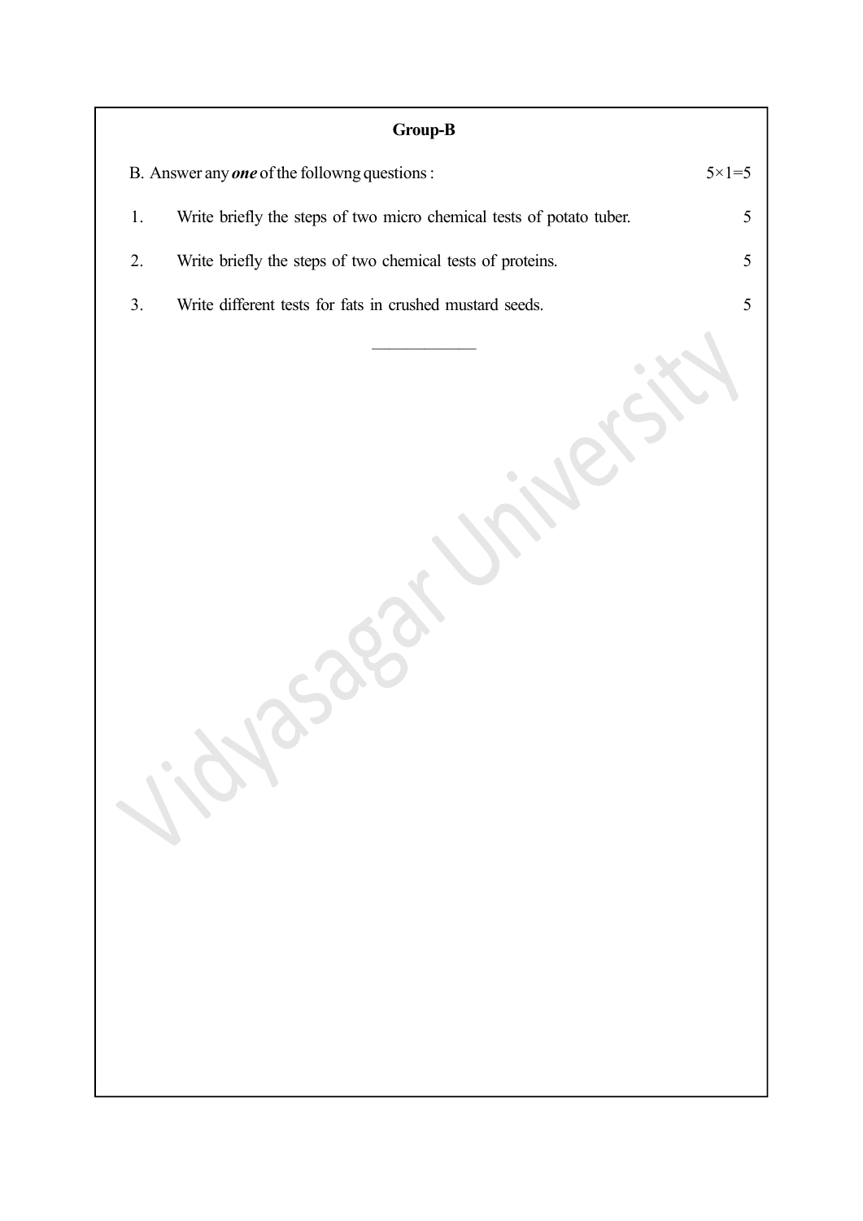## Group-B

B. Answer any ***one*** of the followng questions : 5×1=5

1. Write briefly the steps of two micro chemical tests of potato tuber. 5

2. Write briefly the steps of two chemical tests of proteins. 5

3. Write different tests for fats in crushed mustard seeds. 5

———————